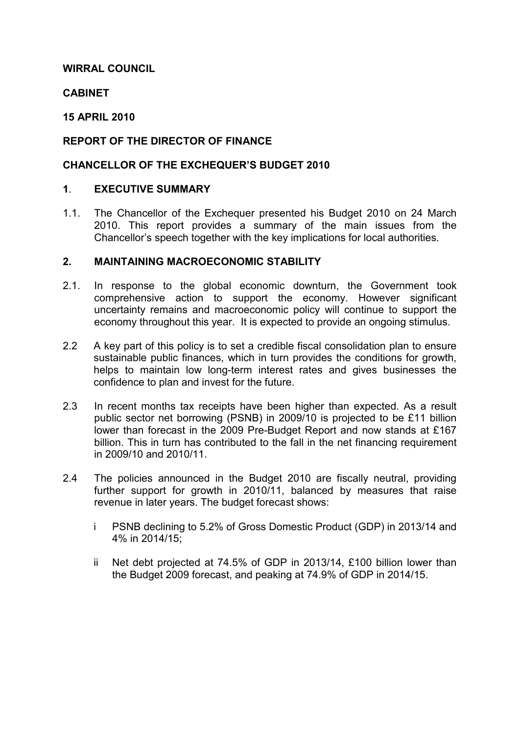**WIRRAL COUNCIL**

**CABINET**

**15 APRIL 2010**

**REPORT OF THE DIRECTOR OF FINANCE**

**CHANCELLOR OF THE EXCHEQUER'S BUDGET 2010**

## 1. EXECUTIVE SUMMARY

1.1. The Chancellor of the Exchequer presented his Budget 2010 on 24 March 2010. This report provides a summary of the main issues from the Chancellor's speech together with the key implications for local authorities.

## 2. MAINTAINING MACROECONOMIC STABILITY

2.1. In response to the global economic downturn, the Government took comprehensive action to support the economy. However significant uncertainty remains and macroeconomic policy will continue to support the economy throughout this year. It is expected to provide an ongoing stimulus.

2.2 A key part of this policy is to set a credible fiscal consolidation plan to ensure sustainable public finances, which in turn provides the conditions for growth, helps to maintain low long-term interest rates and gives businesses the confidence to plan and invest for the future.

2.3 In recent months tax receipts have been higher than expected. As a result public sector net borrowing (PSNB) in 2009/10 is projected to be £11 billion lower than forecast in the 2009 Pre-Budget Report and now stands at £167 billion. This in turn has contributed to the fall in the net financing requirement in 2009/10 and 2010/11.

2.4 The policies announced in the Budget 2010 are fiscally neutral, providing further support for growth in 2010/11, balanced by measures that raise revenue in later years. The budget forecast shows:

i PSNB declining to 5.2% of Gross Domestic Product (GDP) in 2013/14 and 4% in 2014/15;

ii Net debt projected at 74.5% of GDP in 2013/14, £100 billion lower than the Budget 2009 forecast, and peaking at 74.9% of GDP in 2014/15.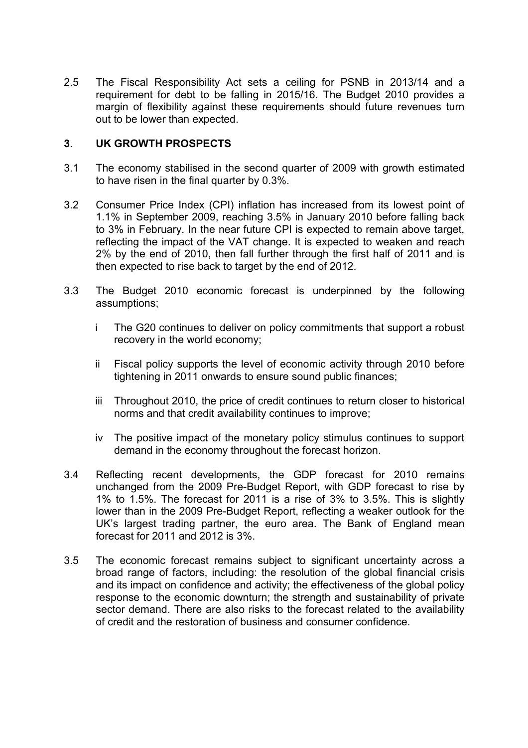2.5 The Fiscal Responsibility Act sets a ceiling for PSNB in 2013/14 and a requirement for debt to be falling in 2015/16. The Budget 2010 provides a margin of flexibility against these requirements should future revenues turn out to be lower than expected.

## 3. UK GROWTH PROSPECTS

3.1 The economy stabilised in the second quarter of 2009 with growth estimated to have risen in the final quarter by 0.3%.

3.2 Consumer Price Index (CPI) inflation has increased from its lowest point of 1.1% in September 2009, reaching 3.5% in January 2010 before falling back to 3% in February. In the near future CPI is expected to remain above target, reflecting the impact of the VAT change. It is expected to weaken and reach 2% by the end of 2010, then fall further through the first half of 2011 and is then expected to rise back to target by the end of 2012.

3.3 The Budget 2010 economic forecast is underpinned by the following assumptions;

i The G20 continues to deliver on policy commitments that support a robust recovery in the world economy;

ii Fiscal policy supports the level of economic activity through 2010 before tightening in 2011 onwards to ensure sound public finances;

iii Throughout 2010, the price of credit continues to return closer to historical norms and that credit availability continues to improve;

iv The positive impact of the monetary policy stimulus continues to support demand in the economy throughout the forecast horizon.

3.4 Reflecting recent developments, the GDP forecast for 2010 remains unchanged from the 2009 Pre-Budget Report, with GDP forecast to rise by 1% to 1.5%. The forecast for 2011 is a rise of 3% to 3.5%. This is slightly lower than in the 2009 Pre-Budget Report, reflecting a weaker outlook for the UK's largest trading partner, the euro area. The Bank of England mean forecast for 2011 and 2012 is 3%.

3.5 The economic forecast remains subject to significant uncertainty across a broad range of factors, including: the resolution of the global financial crisis and its impact on confidence and activity; the effectiveness of the global policy response to the economic downturn; the strength and sustainability of private sector demand. There are also risks to the forecast related to the availability of credit and the restoration of business and consumer confidence.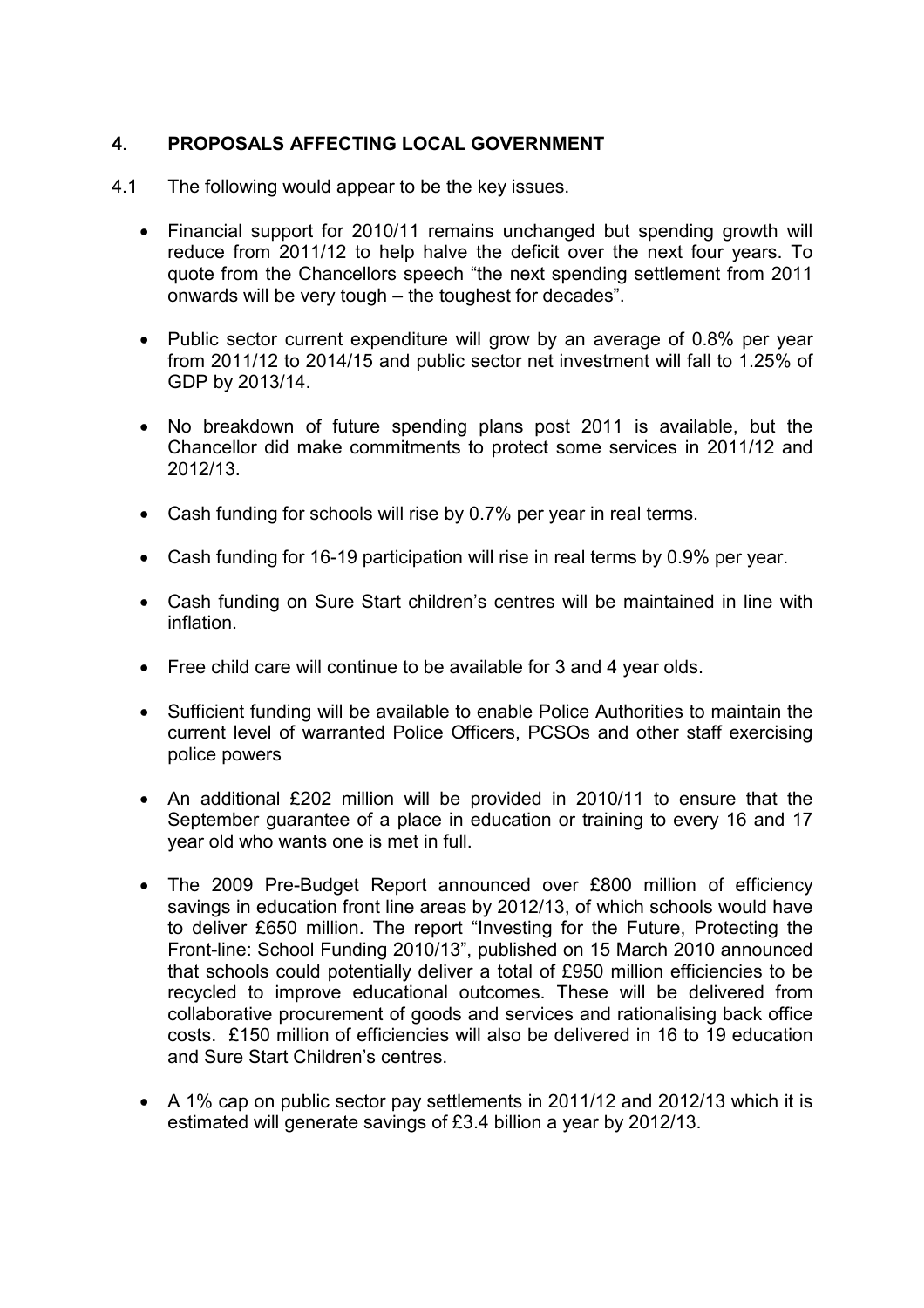## 4. PROPOSALS AFFECTING LOCAL GOVERNMENT

4.1 The following would appear to be the key issues.

- Financial support for 2010/11 remains unchanged but spending growth will reduce from 2011/12 to help halve the deficit over the next four years. To quote from the Chancellors speech "the next spending settlement from 2011 onwards will be very tough – the toughest for decades".

- Public sector current expenditure will grow by an average of 0.8% per year from 2011/12 to 2014/15 and public sector net investment will fall to 1.25% of GDP by 2013/14.

- No breakdown of future spending plans post 2011 is available, but the Chancellor did make commitments to protect some services in 2011/12 and 2012/13.

- Cash funding for schools will rise by 0.7% per year in real terms.

- Cash funding for 16-19 participation will rise in real terms by 0.9% per year.

- Cash funding on Sure Start children's centres will be maintained in line with inflation.

- Free child care will continue to be available for 3 and 4 year olds.

- Sufficient funding will be available to enable Police Authorities to maintain the current level of warranted Police Officers, PCSOs and other staff exercising police powers

- An additional £202 million will be provided in 2010/11 to ensure that the September guarantee of a place in education or training to every 16 and 17 year old who wants one is met in full.

- The 2009 Pre-Budget Report announced over £800 million of efficiency savings in education front line areas by 2012/13, of which schools would have to deliver £650 million. The report "Investing for the Future, Protecting the Front-line: School Funding 2010/13", published on 15 March 2010 announced that schools could potentially deliver a total of £950 million efficiencies to be recycled to improve educational outcomes. These will be delivered from collaborative procurement of goods and services and rationalising back office costs. £150 million of efficiencies will also be delivered in 16 to 19 education and Sure Start Children's centres.

- A 1% cap on public sector pay settlements in 2011/12 and 2012/13 which it is estimated will generate savings of £3.4 billion a year by 2012/13.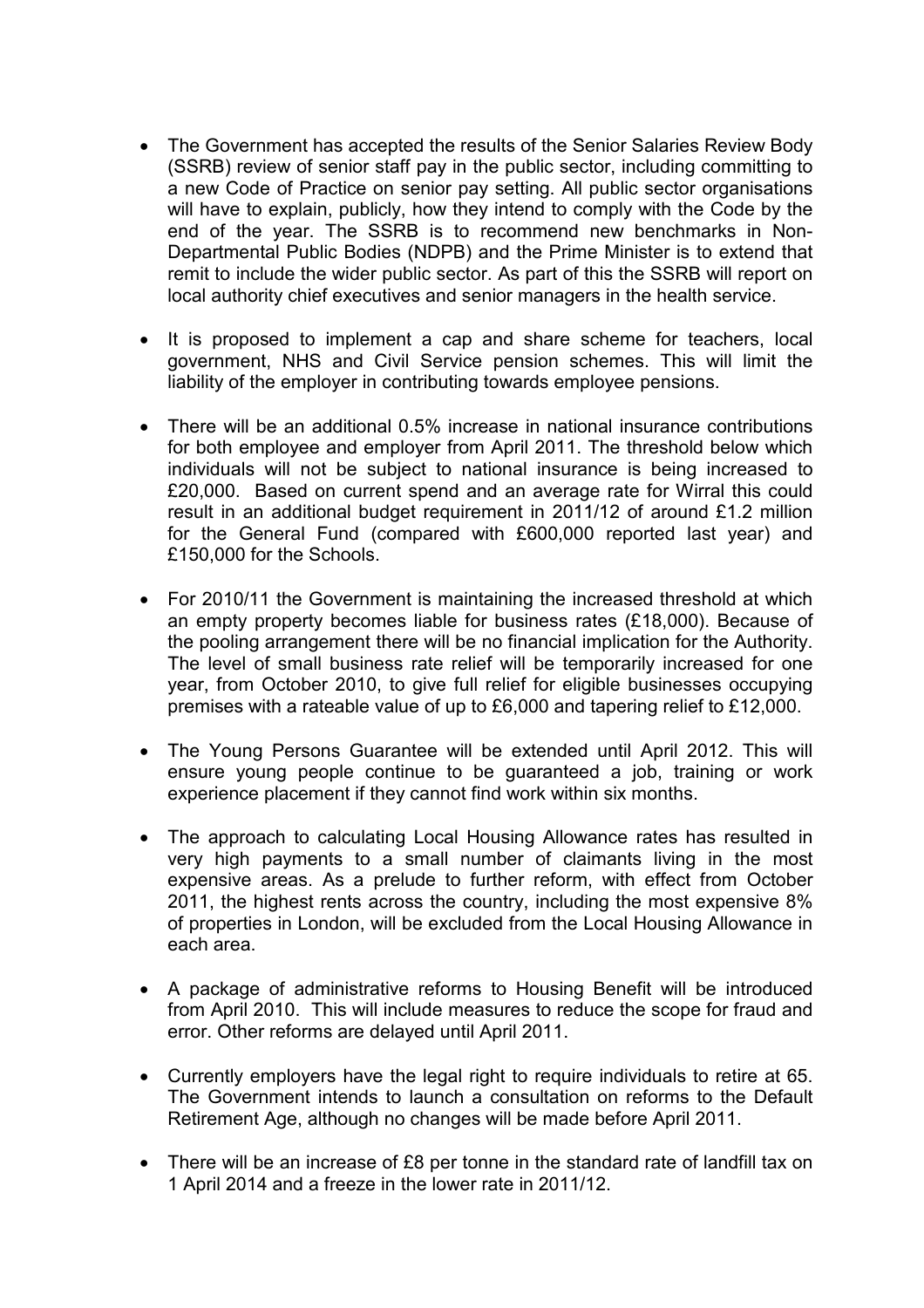- The Government has accepted the results of the Senior Salaries Review Body (SSRB) review of senior staff pay in the public sector, including committing to a new Code of Practice on senior pay setting. All public sector organisations will have to explain, publicly, how they intend to comply with the Code by the end of the year. The SSRB is to recommend new benchmarks in Non-Departmental Public Bodies (NDPB) and the Prime Minister is to extend that remit to include the wider public sector. As part of this the SSRB will report on local authority chief executives and senior managers in the health service.

- It is proposed to implement a cap and share scheme for teachers, local government, NHS and Civil Service pension schemes. This will limit the liability of the employer in contributing towards employee pensions.

- There will be an additional 0.5% increase in national insurance contributions for both employee and employer from April 2011. The threshold below which individuals will not be subject to national insurance is being increased to £20,000. Based on current spend and an average rate for Wirral this could result in an additional budget requirement in 2011/12 of around £1.2 million for the General Fund (compared with £600,000 reported last year) and £150,000 for the Schools.

- For 2010/11 the Government is maintaining the increased threshold at which an empty property becomes liable for business rates (£18,000). Because of the pooling arrangement there will be no financial implication for the Authority. The level of small business rate relief will be temporarily increased for one year, from October 2010, to give full relief for eligible businesses occupying premises with a rateable value of up to £6,000 and tapering relief to £12,000.

- The Young Persons Guarantee will be extended until April 2012. This will ensure young people continue to be guaranteed a job, training or work experience placement if they cannot find work within six months.

- The approach to calculating Local Housing Allowance rates has resulted in very high payments to a small number of claimants living in the most expensive areas. As a prelude to further reform, with effect from October 2011, the highest rents across the country, including the most expensive 8% of properties in London, will be excluded from the Local Housing Allowance in each area.

- A package of administrative reforms to Housing Benefit will be introduced from April 2010. This will include measures to reduce the scope for fraud and error. Other reforms are delayed until April 2011.

- Currently employers have the legal right to require individuals to retire at 65. The Government intends to launch a consultation on reforms to the Default Retirement Age, although no changes will be made before April 2011.

- There will be an increase of £8 per tonne in the standard rate of landfill tax on 1 April 2014 and a freeze in the lower rate in 2011/12.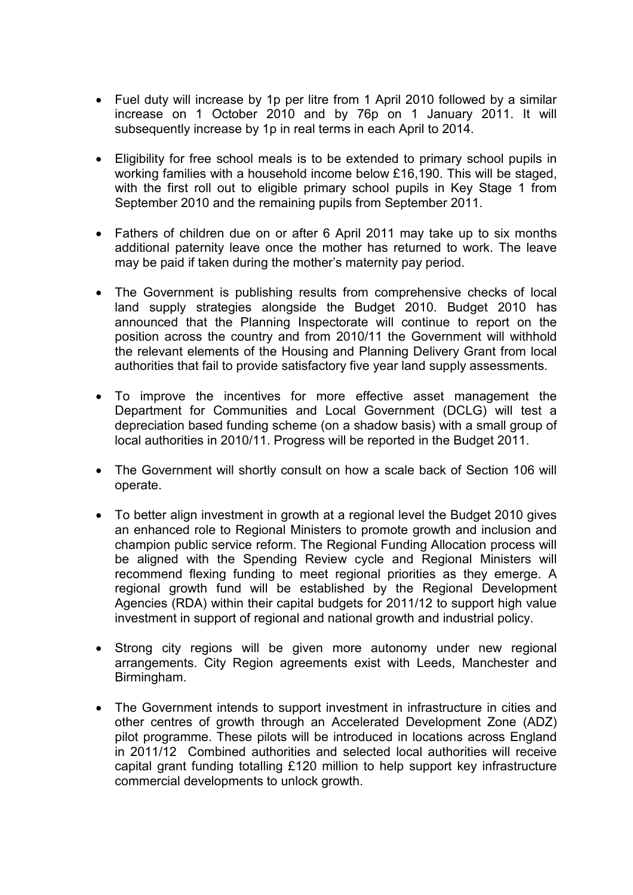- Fuel duty will increase by 1p per litre from 1 April 2010 followed by a similar increase on 1 October 2010 and by 76p on 1 January 2011. It will subsequently increase by 1p in real terms in each April to 2014.

- Eligibility for free school meals is to be extended to primary school pupils in working families with a household income below £16,190. This will be staged, with the first roll out to eligible primary school pupils in Key Stage 1 from September 2010 and the remaining pupils from September 2011.

- Fathers of children due on or after 6 April 2011 may take up to six months additional paternity leave once the mother has returned to work. The leave may be paid if taken during the mother's maternity pay period.

- The Government is publishing results from comprehensive checks of local land supply strategies alongside the Budget 2010. Budget 2010 has announced that the Planning Inspectorate will continue to report on the position across the country and from 2010/11 the Government will withhold the relevant elements of the Housing and Planning Delivery Grant from local authorities that fail to provide satisfactory five year land supply assessments.

- To improve the incentives for more effective asset management the Department for Communities and Local Government (DCLG) will test a depreciation based funding scheme (on a shadow basis) with a small group of local authorities in 2010/11. Progress will be reported in the Budget 2011.

- The Government will shortly consult on how a scale back of Section 106 will operate.

- To better align investment in growth at a regional level the Budget 2010 gives an enhanced role to Regional Ministers to promote growth and inclusion and champion public service reform. The Regional Funding Allocation process will be aligned with the Spending Review cycle and Regional Ministers will recommend flexing funding to meet regional priorities as they emerge. A regional growth fund will be established by the Regional Development Agencies (RDA) within their capital budgets for 2011/12 to support high value investment in support of regional and national growth and industrial policy.

- Strong city regions will be given more autonomy under new regional arrangements. City Region agreements exist with Leeds, Manchester and Birmingham.

- The Government intends to support investment in infrastructure in cities and other centres of growth through an Accelerated Development Zone (ADZ) pilot programme. These pilots will be introduced in locations across England in 2011/12 Combined authorities and selected local authorities will receive capital grant funding totalling £120 million to help support key infrastructure commercial developments to unlock growth.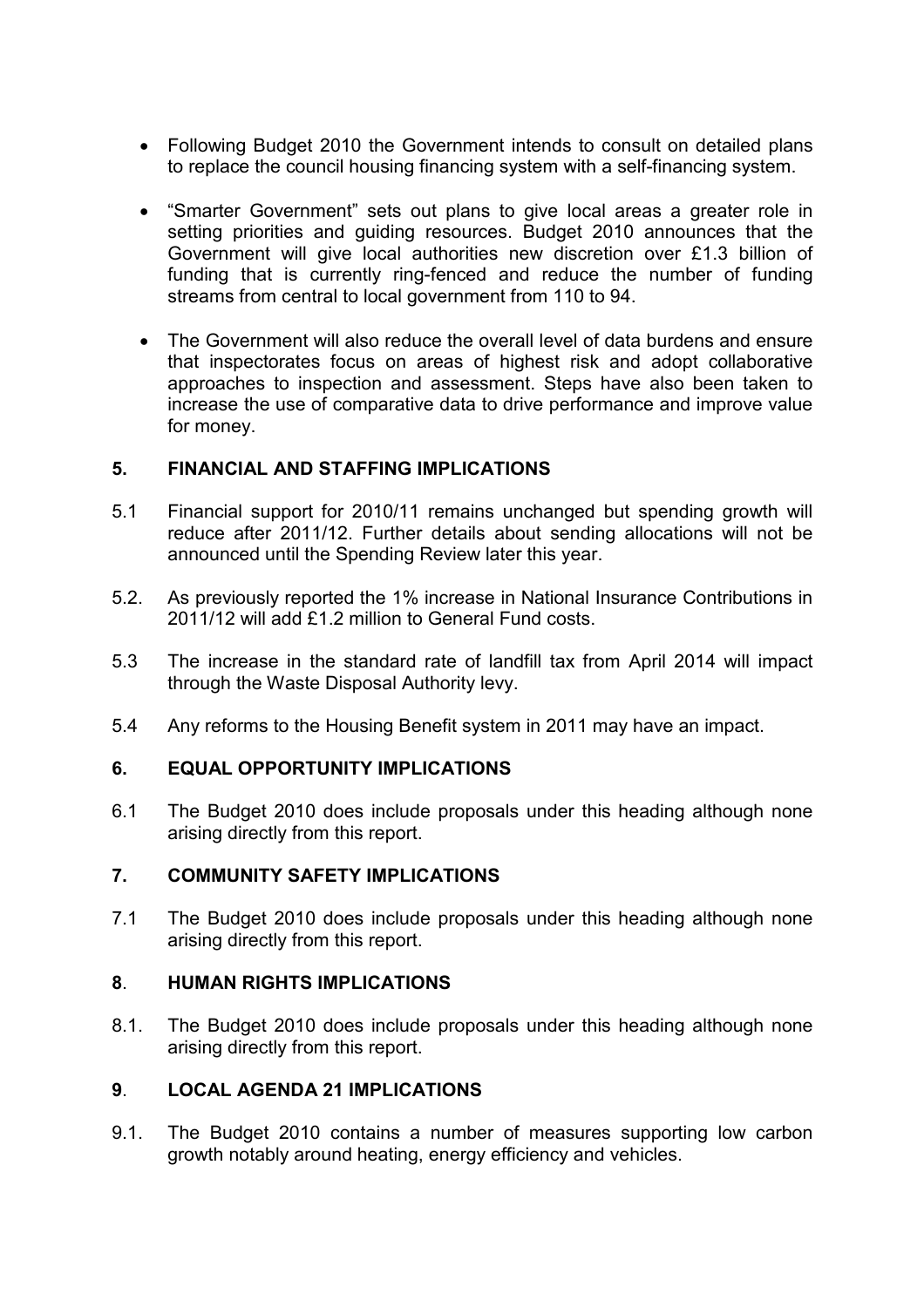- Following Budget 2010 the Government intends to consult on detailed plans to replace the council housing financing system with a self-financing system.

- "Smarter Government" sets out plans to give local areas a greater role in setting priorities and guiding resources. Budget 2010 announces that the Government will give local authorities new discretion over £1.3 billion of funding that is currently ring-fenced and reduce the number of funding streams from central to local government from 110 to 94.

- The Government will also reduce the overall level of data burdens and ensure that inspectorates focus on areas of highest risk and adopt collaborative approaches to inspection and assessment. Steps have also been taken to increase the use of comparative data to drive performance and improve value for money.

## 5. FINANCIAL AND STAFFING IMPLICATIONS

5.1 Financial support for 2010/11 remains unchanged but spending growth will reduce after 2011/12. Further details about sending allocations will not be announced until the Spending Review later this year.

5.2. As previously reported the 1% increase in National Insurance Contributions in 2011/12 will add £1.2 million to General Fund costs.

5.3 The increase in the standard rate of landfill tax from April 2014 will impact through the Waste Disposal Authority levy.

5.4 Any reforms to the Housing Benefit system in 2011 may have an impact.

## 6. EQUAL OPPORTUNITY IMPLICATIONS

6.1 The Budget 2010 does include proposals under this heading although none arising directly from this report.

## 7. COMMUNITY SAFETY IMPLICATIONS

7.1 The Budget 2010 does include proposals under this heading although none arising directly from this report.

## 8. HUMAN RIGHTS IMPLICATIONS

8.1. The Budget 2010 does include proposals under this heading although none arising directly from this report.

## 9. LOCAL AGENDA 21 IMPLICATIONS

9.1. The Budget 2010 contains a number of measures supporting low carbon growth notably around heating, energy efficiency and vehicles.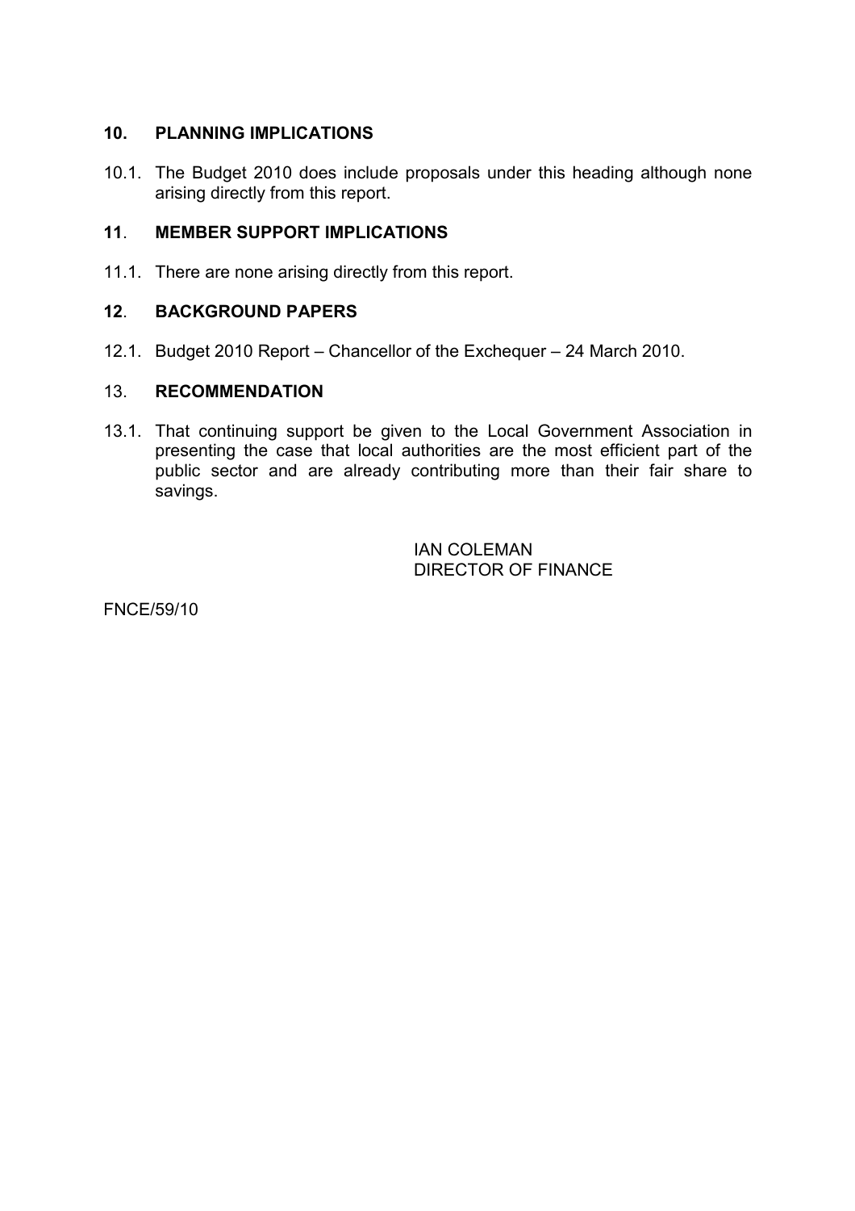## 10. PLANNING IMPLICATIONS

10.1. The Budget 2010 does include proposals under this heading although none arising directly from this report.

## 11. MEMBER SUPPORT IMPLICATIONS

11.1. There are none arising directly from this report.

## 12. BACKGROUND PAPERS

12.1. Budget 2010 Report – Chancellor of the Exchequer – 24 March 2010.

## 13. RECOMMENDATION

13.1. That continuing support be given to the Local Government Association in presenting the case that local authorities are the most efficient part of the public sector and are already contributing more than their fair share to savings.

IAN COLEMAN
DIRECTOR OF FINANCE

FNCE/59/10